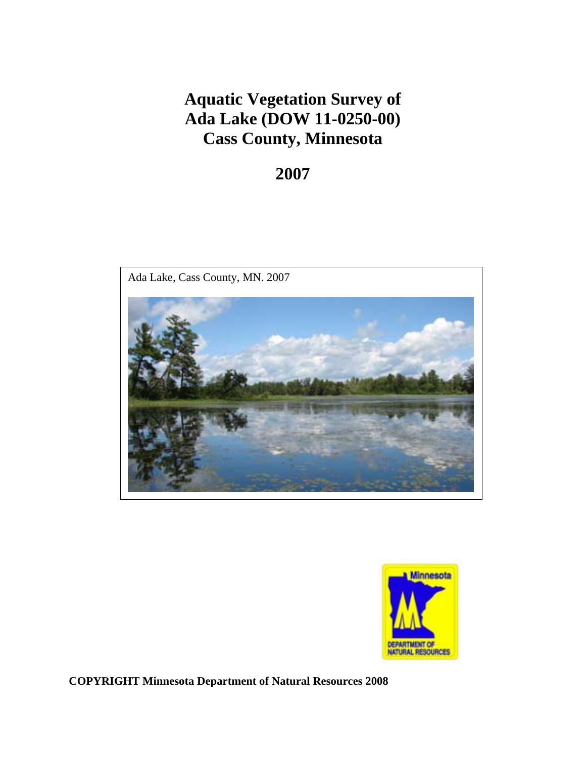# Aquatic Vegetation Survey of Ada Lake (DOW 11-0250-00) Cass County, Minnesota

## 2007

Ada Lake, Cass County, MN. 2007

**COPYRIGHT Minnesota Department of Natural Resources 2008**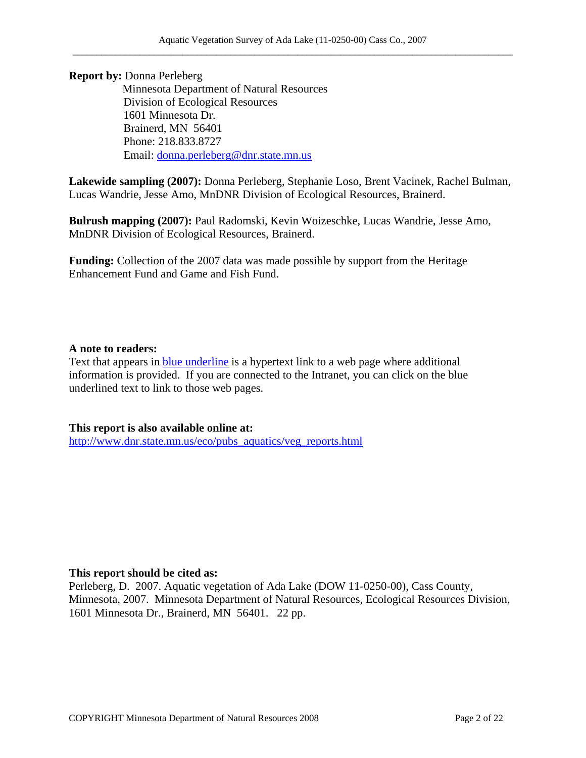**Report by:** Donna Perleberg
Minnesota Department of Natural Resources
Division of Ecological Resources
1601 Minnesota Dr.
Brainerd, MN 56401
Phone: 218.833.8727
Email: donna.perleberg@dnr.state.mn.us

**Lakewide sampling (2007):** Donna Perleberg, Stephanie Loso, Brent Vacinek, Rachel Bulman, Lucas Wandrie, Jesse Amo, MnDNR Division of Ecological Resources, Brainerd.

**Bulrush mapping (2007):** Paul Radomski, Kevin Woizeschke, Lucas Wandrie, Jesse Amo, MnDNR Division of Ecological Resources, Brainerd.

**Funding:** Collection of the 2007 data was made possible by support from the Heritage Enhancement Fund and Game and Fish Fund.

**A note to readers:**
Text that appears in blue underline is a hypertext link to a web page where additional information is provided. If you are connected to the Intranet, you can click on the blue underlined text to link to those web pages.

**This report is also available online at:**
http://www.dnr.state.mn.us/eco/pubs_aquatics/veg_reports.html

**This report should be cited as:**
Perleberg, D. 2007. Aquatic vegetation of Ada Lake (DOW 11-0250-00), Cass County, Minnesota, 2007. Minnesota Department of Natural Resources, Ecological Resources Division, 1601 Minnesota Dr., Brainerd, MN 56401. 22 pp.

COPYRIGHT Minnesota Department of Natural Resources 2008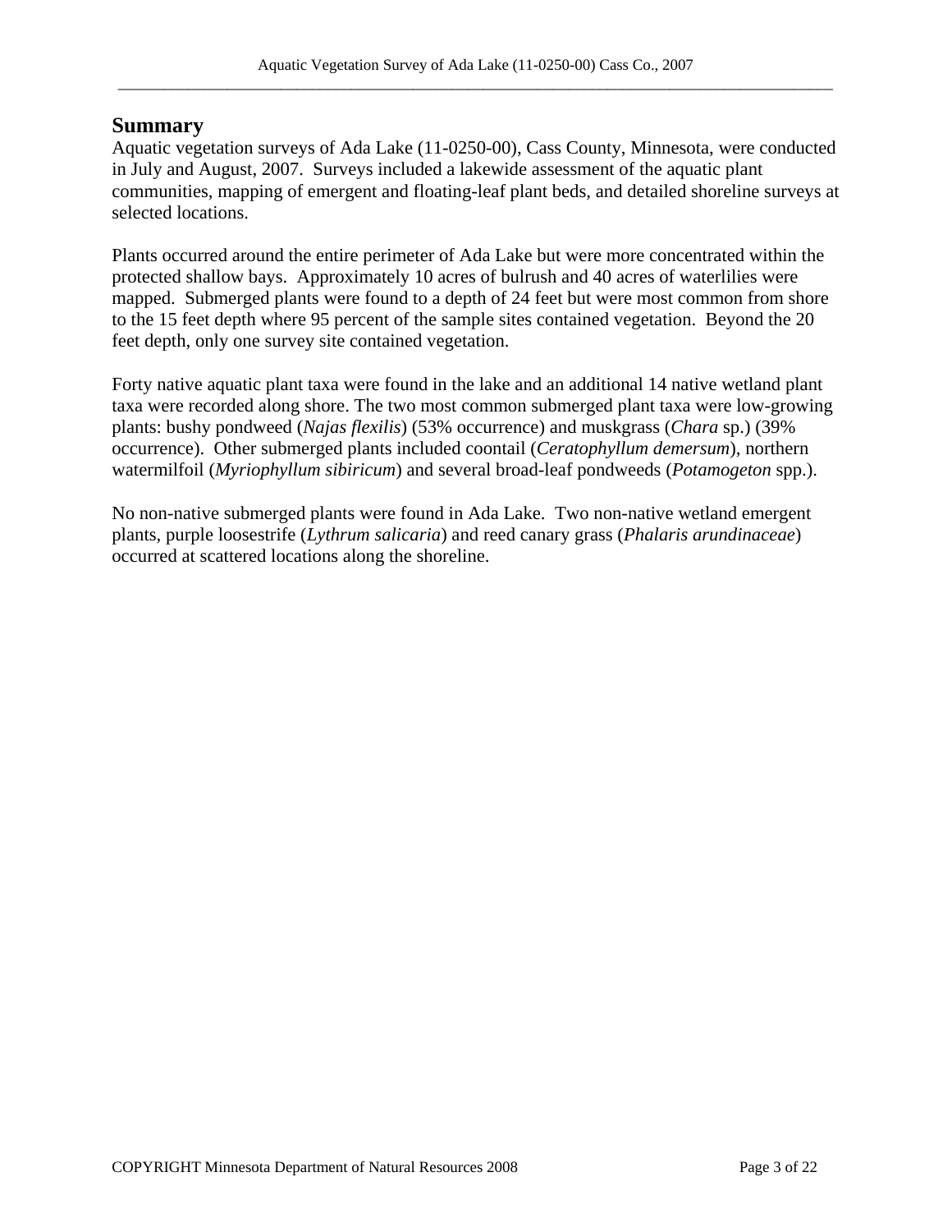## Summary

Aquatic vegetation surveys of Ada Lake (11-0250-00), Cass County, Minnesota, were conducted in July and August, 2007. Surveys included a lakewide assessment of the aquatic plant communities, mapping of emergent and floating-leaf plant beds, and detailed shoreline surveys at selected locations.

Plants occurred around the entire perimeter of Ada Lake but were more concentrated within the protected shallow bays. Approximately 10 acres of bulrush and 40 acres of waterlilies were mapped. Submerged plants were found to a depth of 24 feet but were most common from shore to the 15 feet depth where 95 percent of the sample sites contained vegetation. Beyond the 20 feet depth, only one survey site contained vegetation.

Forty native aquatic plant taxa were found in the lake and an additional 14 native wetland plant taxa were recorded along shore. The two most common submerged plant taxa were low-growing plants: bushy pondweed (*Najas flexilis*) (53% occurrence) and muskgrass (*Chara* sp.) (39% occurrence). Other submerged plants included coontail (*Ceratophyllum demersum*), northern watermilfoil (*Myriophyllum sibiricum*) and several broad-leaf pondweeds (*Potamogeton* spp.).

No non-native submerged plants were found in Ada Lake. Two non-native wetland emergent plants, purple loosestrife (*Lythrum salicaria*) and reed canary grass (*Phalaris arundinaceae*) occurred at scattered locations along the shoreline.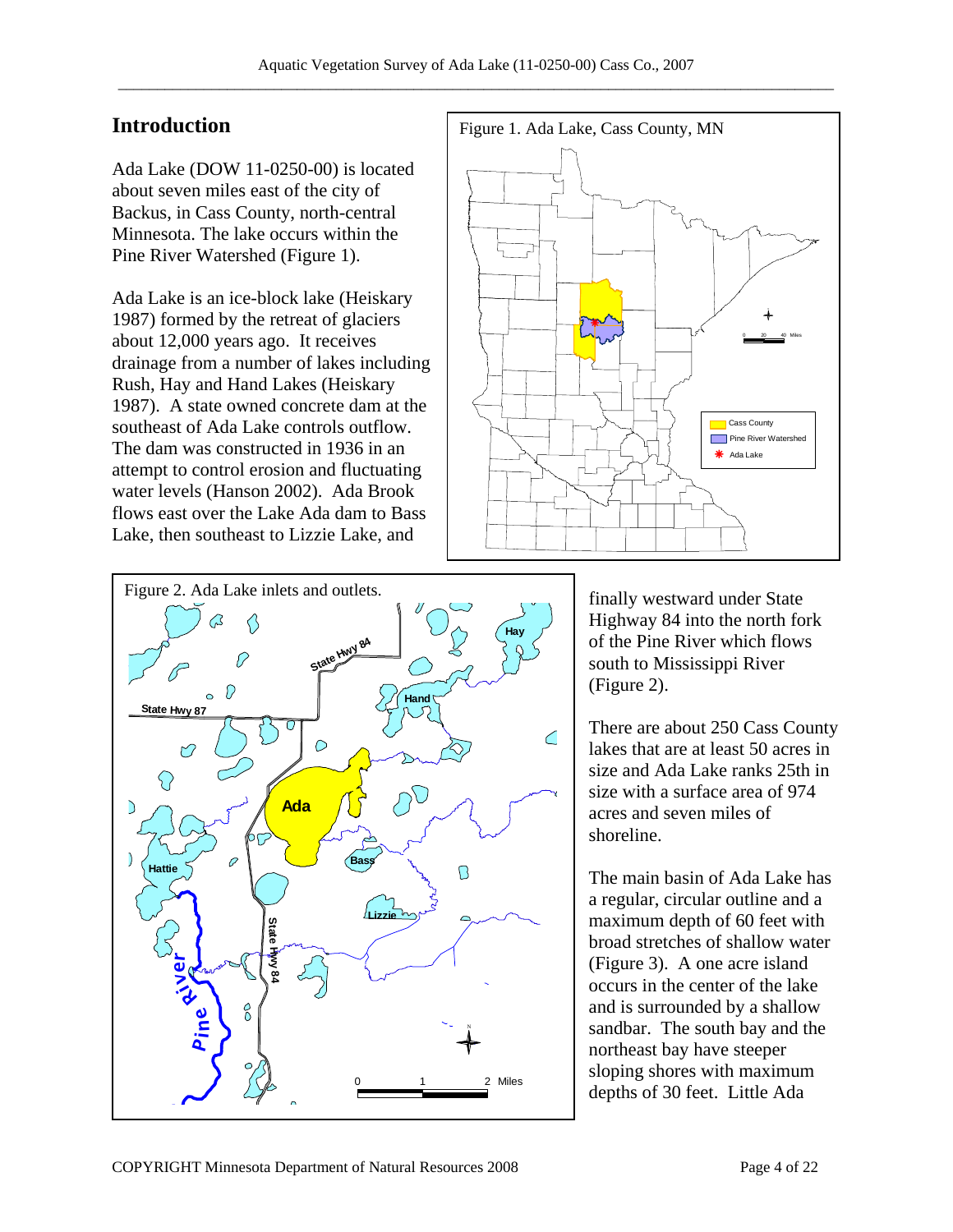## Introduction

Ada Lake (DOW 11-0250-00) is located about seven miles east of the city of Backus, in Cass County, north-central Minnesota. The lake occurs within the Pine River Watershed (Figure 1).

Ada Lake is an ice-block lake (Heiskary 1987) formed by the retreat of glaciers about 12,000 years ago. It receives drainage from a number of lakes including Rush, Hay and Hand Lakes (Heiskary 1987). A state owned concrete dam at the southeast of Ada Lake controls outflow. The dam was constructed in 1936 in an attempt to control erosion and fluctuating water levels (Hanson 2002). Ada Brook flows east over the Lake Ada dam to Bass Lake, then southeast to Lizzie Lake, and finally westward under State Highway 84 into the north fork of the Pine River which flows south to Mississippi River (Figure 2).

Figure 1. Ada Lake, Cass County, MN

Figure 2. Ada Lake inlets and outlets.

There are about 250 Cass County lakes that are at least 50 acres in size and Ada Lake ranks 25th in size with a surface area of 974 acres and seven miles of shoreline.

The main basin of Ada Lake has a regular, circular outline and a maximum depth of 60 feet with broad stretches of shallow water (Figure 3). A one acre island occurs in the center of the lake and is surrounded by a shallow sandbar. The south bay and the northeast bay have steeper sloping shores with maximum depths of 30 feet. Little Ada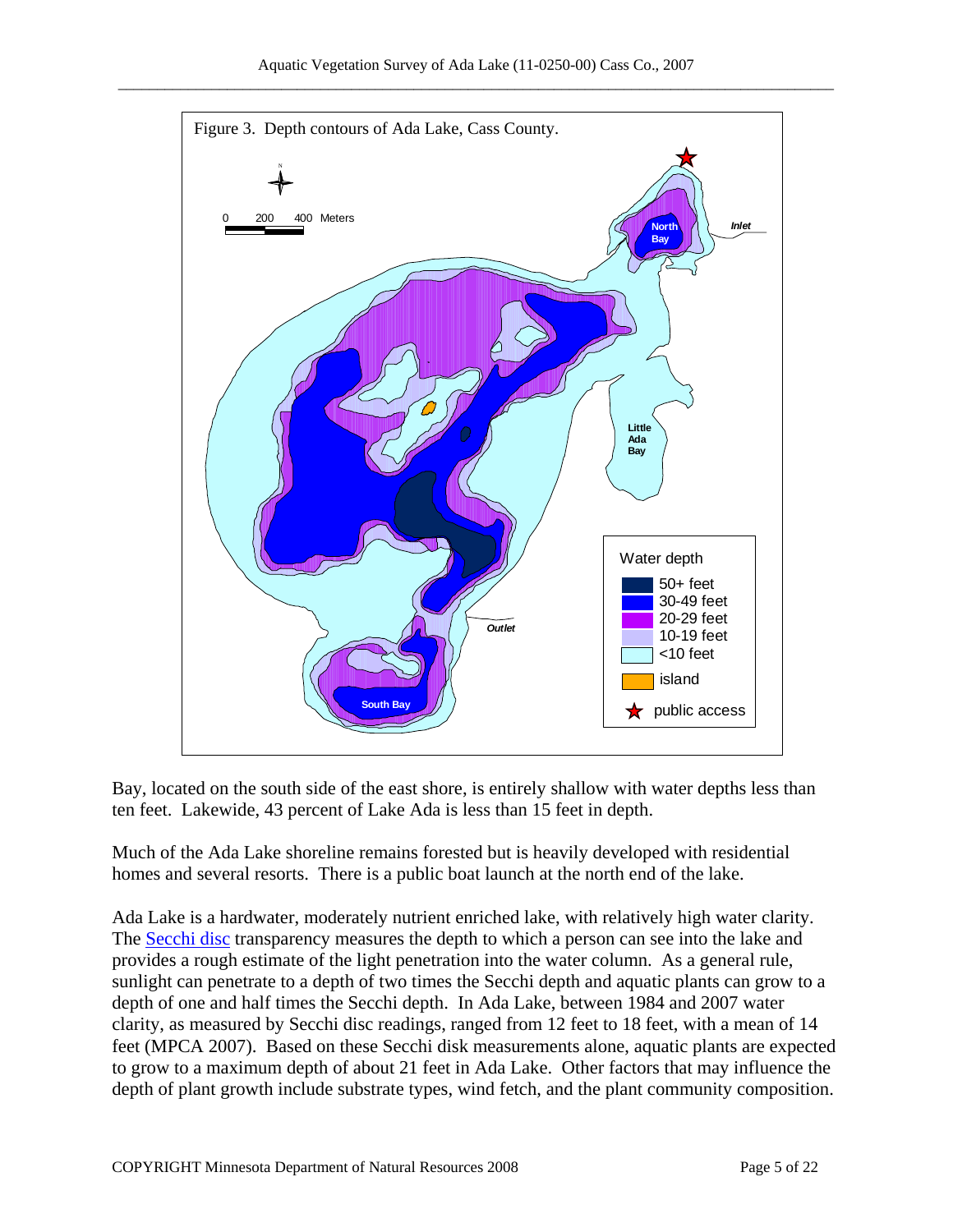Figure 3. Depth contours of Ada Lake, Cass County.

Bay, located on the south side of the east shore, is entirely shallow with water depths less than ten feet. Lakewide, 43 percent of Lake Ada is less than 15 feet in depth.

Much of the Ada Lake shoreline remains forested but is heavily developed with residential homes and several resorts. There is a public boat launch at the north end of the lake.

Ada Lake is a hardwater, moderately nutrient enriched lake, with relatively high water clarity. The Secchi disc transparency measures the depth to which a person can see into the lake and provides a rough estimate of the light penetration into the water column. As a general rule, sunlight can penetrate to a depth of two times the Secchi depth and aquatic plants can grow to a depth of one and half times the Secchi depth. In Ada Lake, between 1984 and 2007 water clarity, as measured by Secchi disc readings, ranged from 12 feet to 18 feet, with a mean of 14 feet (MPCA 2007). Based on these Secchi disk measurements alone, aquatic plants are expected to grow to a maximum depth of about 21 feet in Ada Lake. Other factors that may influence the depth of plant growth include substrate types, wind fetch, and the plant community composition.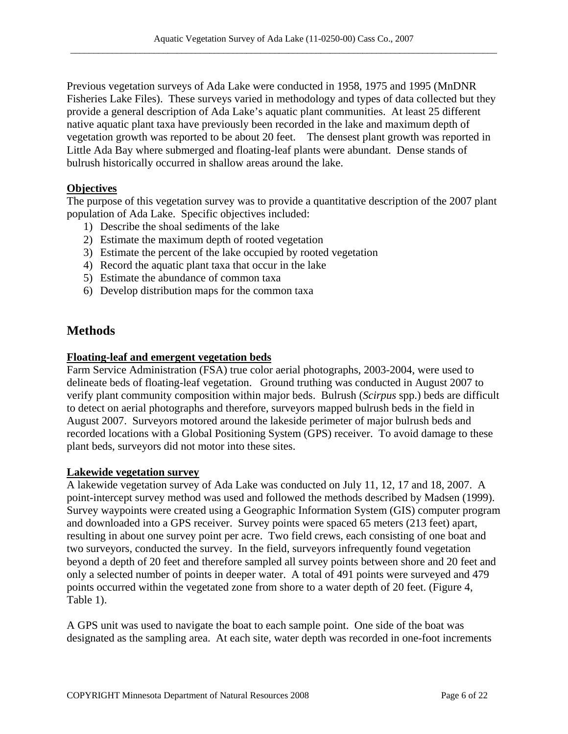Previous vegetation surveys of Ada Lake were conducted in 1958, 1975 and 1995 (MnDNR Fisheries Lake Files). These surveys varied in methodology and types of data collected but they provide a general description of Ada Lake's aquatic plant communities. At least 25 different native aquatic plant taxa have previously been recorded in the lake and maximum depth of vegetation growth was reported to be about 20 feet. The densest plant growth was reported in Little Ada Bay where submerged and floating-leaf plants were abundant. Dense stands of bulrush historically occurred in shallow areas around the lake.

**Objectives**

The purpose of this vegetation survey was to provide a quantitative description of the 2007 plant population of Ada Lake. Specific objectives included:

1) Describe the shoal sediments of the lake
2) Estimate the maximum depth of rooted vegetation
3) Estimate the percent of the lake occupied by rooted vegetation
4) Record the aquatic plant taxa that occur in the lake
5) Estimate the abundance of common taxa
6) Develop distribution maps for the common taxa

## Methods

**Floating-leaf and emergent vegetation beds**

Farm Service Administration (FSA) true color aerial photographs, 2003-2004, were used to delineate beds of floating-leaf vegetation. Ground truthing was conducted in August 2007 to verify plant community composition within major beds. Bulrush (*Scirpus* spp.) beds are difficult to detect on aerial photographs and therefore, surveyors mapped bulrush beds in the field in August 2007. Surveyors motored around the lakeside perimeter of major bulrush beds and recorded locations with a Global Positioning System (GPS) receiver. To avoid damage to these plant beds, surveyors did not motor into these sites.

**Lakewide vegetation survey**

A lakewide vegetation survey of Ada Lake was conducted on July 11, 12, 17 and 18, 2007. A point-intercept survey method was used and followed the methods described by Madsen (1999). Survey waypoints were created using a Geographic Information System (GIS) computer program and downloaded into a GPS receiver. Survey points were spaced 65 meters (213 feet) apart, resulting in about one survey point per acre. Two field crews, each consisting of one boat and two surveyors, conducted the survey. In the field, surveyors infrequently found vegetation beyond a depth of 20 feet and therefore sampled all survey points between shore and 20 feet and only a selected number of points in deeper water. A total of 491 points were surveyed and 479 points occurred within the vegetated zone from shore to a water depth of 20 feet. (Figure 4, Table 1).

A GPS unit was used to navigate the boat to each sample point. One side of the boat was designated as the sampling area. At each site, water depth was recorded in one-foot increments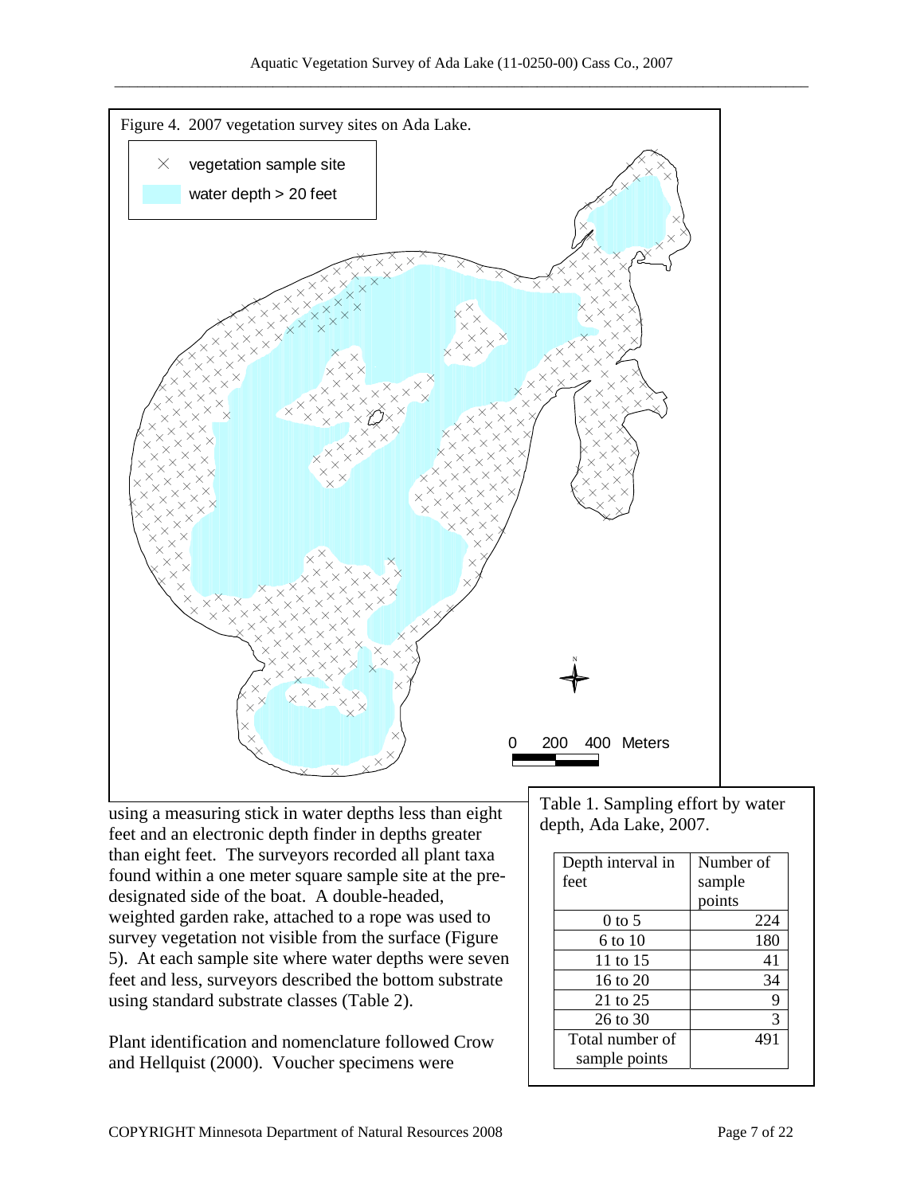Figure 4. 2007 vegetation survey sites on Ada Lake.

using a measuring stick in water depths less than eight feet and an electronic depth finder in depths greater than eight feet. The surveyors recorded all plant taxa found within a one meter square sample site at the pre-designated side of the boat. A double-headed, weighted garden rake, attached to a rope was used to survey vegetation not visible from the surface (Figure 5). At each sample site where water depths were seven feet and less, surveyors described the bottom substrate using standard substrate classes (Table 2).

Plant identification and nomenclature followed Crow and Hellquist (2000). Voucher specimens were

Table 1. Sampling effort by water depth, Ada Lake, 2007.

| Depth interval in feet | Number of sample points |
|---|---|
| 0 to 5 | 224 |
| 6 to 10 | 180 |
| 11 to 15 | 41 |
| 16 to 20 | 34 |
| 21 to 25 | 9 |
| 26 to 30 | 3 |
| Total number of sample points | 491 |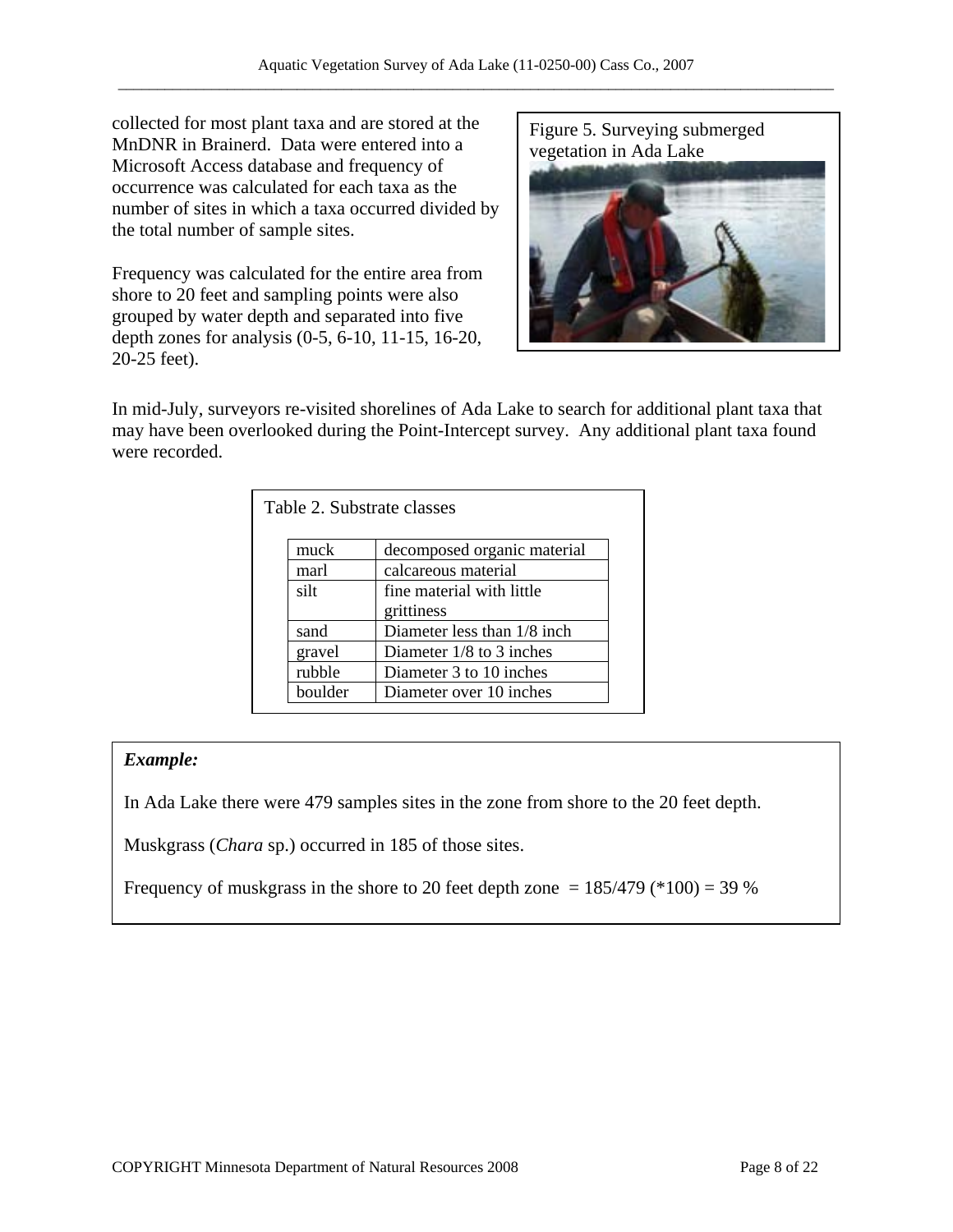collected for most plant taxa and are stored at the MnDNR in Brainerd. Data were entered into a Microsoft Access database and frequency of occurrence was calculated for each taxa as the number of sites in which a taxa occurred divided by the total number of sample sites.

Frequency was calculated for the entire area from shore to 20 feet and sampling points were also grouped by water depth and separated into five depth zones for analysis (0-5, 6-10, 11-15, 16-20, 20-25 feet).

Figure 5. Surveying submerged vegetation in Ada Lake

In mid-July, surveyors re-visited shorelines of Ada Lake to search for additional plant taxa that may have been overlooked during the Point-Intercept survey. Any additional plant taxa found were recorded.

Table 2. Substrate classes

| | |
|---|---|
| muck | decomposed organic material |
| marl | calcareous material |
| silt | fine material with little grittiness |
| sand | Diameter less than 1/8 inch |
| gravel | Diameter 1/8 to 3 inches |
| rubble | Diameter 3 to 10 inches |
| boulder | Diameter over 10 inches |

***Example:***

In Ada Lake there were 479 samples sites in the zone from shore to the 20 feet depth.

Muskgrass (*Chara* sp.) occurred in 185 of those sites.

Frequency of muskgrass in the shore to 20 feet depth zone = 185/479 (*100) = 39 %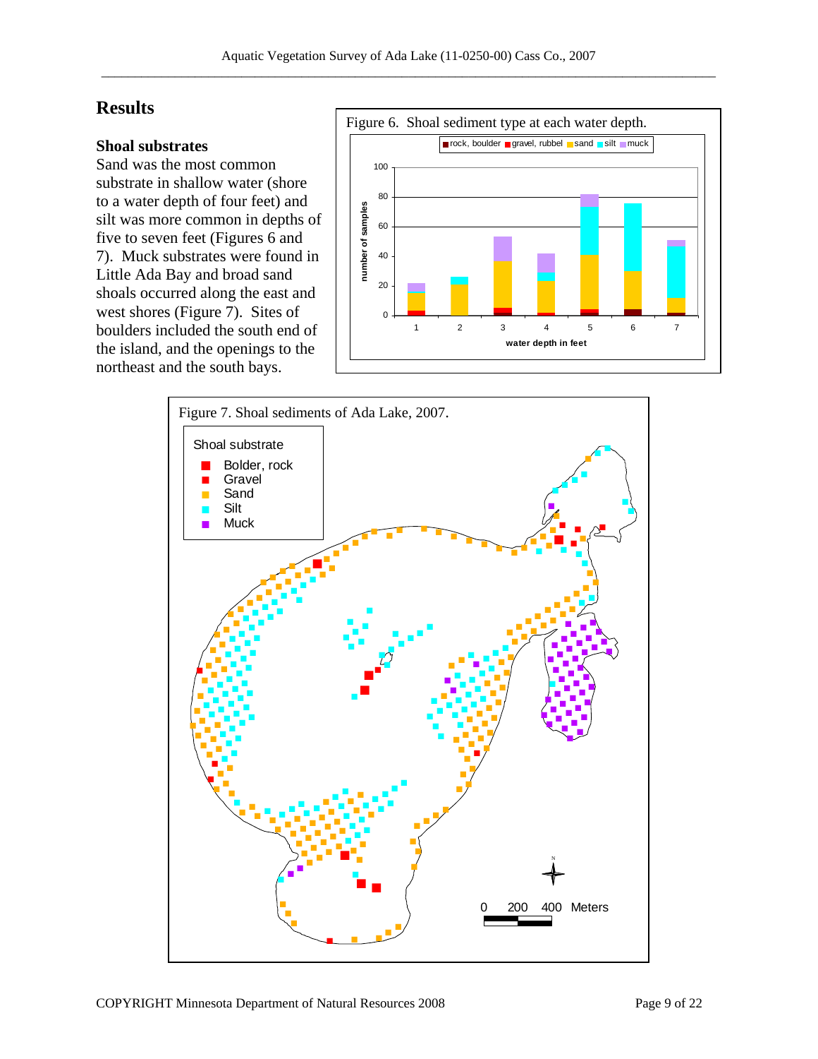# Results

### Shoal substrates

Sand was the most common substrate in shallow water (shore to a water depth of four feet) and silt was more common in depths of five to seven feet (Figures 6 and 7). Muck substrates were found in Little Ada Bay and broad sand shoals occurred along the east and west shores (Figure 7). Sites of boulders included the south end of the island, and the openings to the northeast and the south bays.

Figure 6. Shoal sediment type at each water depth.

Figure 7. Shoal sediments of Ada Lake, 2007.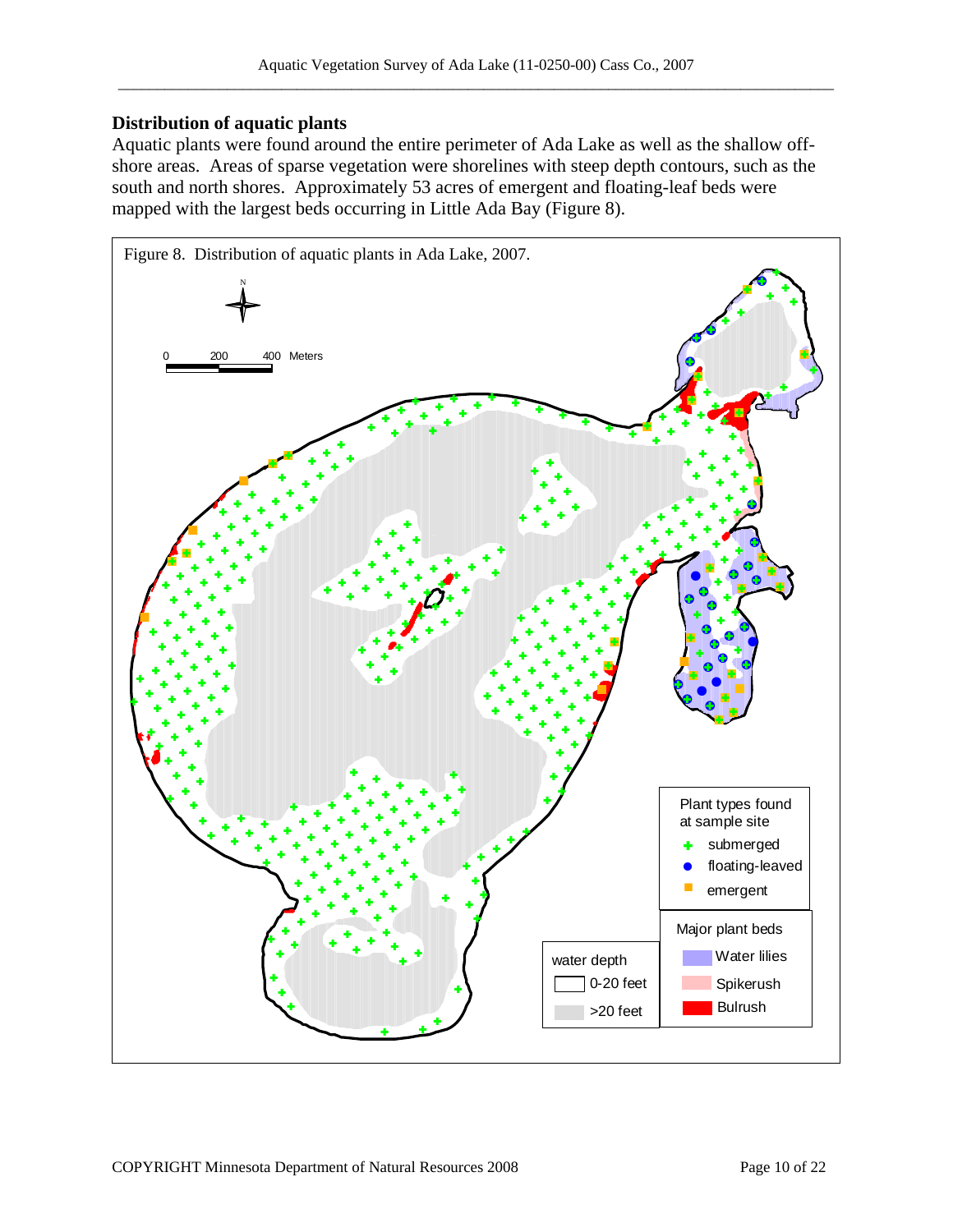## Distribution of aquatic plants

Aquatic plants were found around the entire perimeter of Ada Lake as well as the shallow off-shore areas. Areas of sparse vegetation were shorelines with steep depth contours, such as the south and north shores. Approximately 53 acres of emergent and floating-leaf beds were mapped with the largest beds occurring in Little Ada Bay (Figure 8).

Figure 8. Distribution of aquatic plants in Ada Lake, 2007.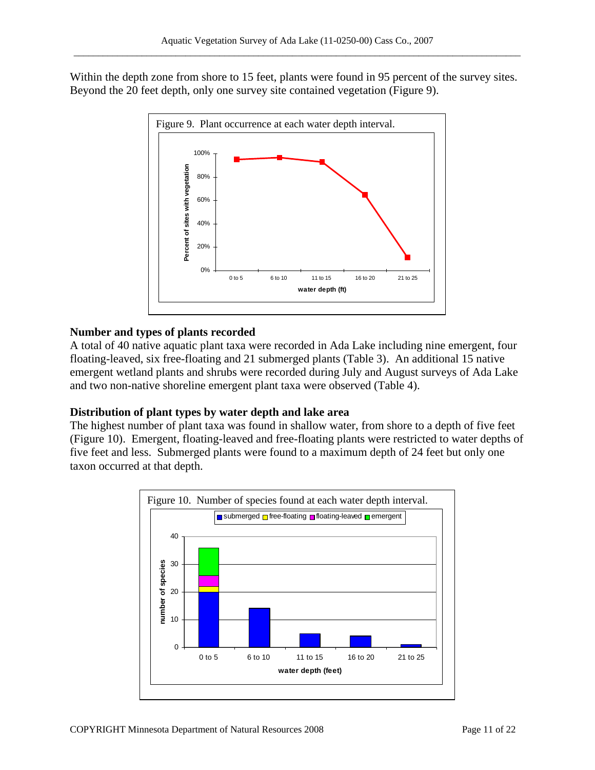Within the depth zone from shore to 15 feet, plants were found in 95 percent of the survey sites. Beyond the 20 feet depth, only one survey site contained vegetation (Figure 9).

Figure 9. Plant occurrence at each water depth interval.

### Number and types of plants recorded

A total of 40 native aquatic plant taxa were recorded in Ada Lake including nine emergent, four floating-leaved, six free-floating and 21 submerged plants (Table 3). An additional 15 native emergent wetland plants and shrubs were recorded during July and August surveys of Ada Lake and two non-native shoreline emergent plant taxa were observed (Table 4).

### Distribution of plant types by water depth and lake area

The highest number of plant taxa was found in shallow water, from shore to a depth of five feet (Figure 10). Emergent, floating-leaved and free-floating plants were restricted to water depths of five feet and less. Submerged plants were found to a maximum depth of 24 feet but only one taxon occurred at that depth.

Figure 10. Number of species found at each water depth interval.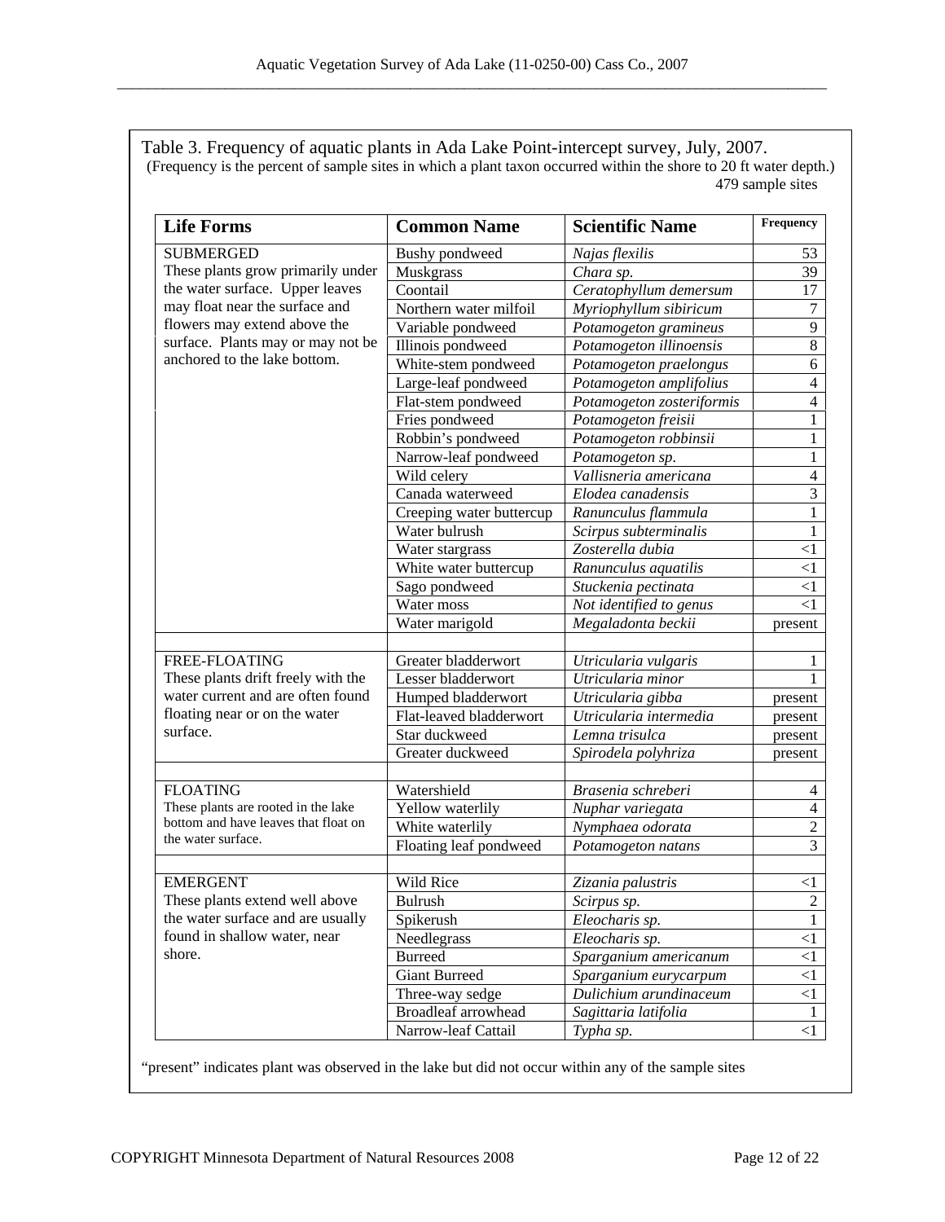Table 3. Frequency of aquatic plants in Ada Lake Point-intercept survey, July, 2007.
(Frequency is the percent of sample sites in which a plant taxon occurred within the shore to 20 ft water depth.)
479 sample sites

| Life Forms | Common Name | Scientific Name | Frequency |
|---|---|---|---|
| SUBMERGED These plants grow primarily under the water surface. Upper leaves may float near the surface and flowers may extend above the surface. Plants may or may not be anchored to the lake bottom. | Bushy pondweed | *Najas flexilis* | 53 |
| | Muskgrass | *Chara sp.* | 39 |
| | Coontail | *Ceratophyllum demersum* | 17 |
| | Northern water milfoil | *Myriophyllum sibiricum* | 7 |
| | Variable pondweed | *Potamogeton gramineus* | 9 |
| | Illinois pondweed | *Potamogeton illinoensis* | 8 |
| | White-stem pondweed | *Potamogeton praelongus* | 6 |
| | Large-leaf pondweed | *Potamogeton amplifolius* | 4 |
| | Flat-stem pondweed | *Potamogeton zosteriformis* | 4 |
| | Fries pondweed | *Potamogeton freisii* | 1 |
| | Robbin's pondweed | *Potamogeton robbinsii* | 1 |
| | Narrow-leaf pondweed | *Potamogeton sp.* | 1 |
| | Wild celery | *Vallisneria americana* | 4 |
| | Canada waterweed | *Elodea canadensis* | 3 |
| | Creeping water buttercup | *Ranunculus flammula* | 1 |
| | Water bulrush | *Scirpus subterminalis* | 1 |
| | Water stargrass | *Zosterella dubia* | <1 |
| | White water buttercup | *Ranunculus aquatilis* | <1 |
| | Sago pondweed | *Stuckenia pectinata* | <1 |
| | Water moss | *Not identified to genus* | <1 |
| | Water marigold | *Megaladonta beckii* | present |
| | | | |
| FREE-FLOATING These plants drift freely with the water current and are often found floating near or on the water surface. | Greater bladderwort | *Utricularia vulgaris* | 1 |
| | Lesser bladderwort | *Utricularia minor* | 1 |
| | Humped bladderwort | *Utricularia gibba* | present |
| | Flat-leaved bladderwort | *Utricularia intermedia* | present |
| | Star duckweed | *Lemna trisulca* | present |
| | Greater duckweed | *Spirodela polyhriza* | present |
| | | | |
| FLOATING These plants are rooted in the lake bottom and have leaves that float on the water surface. | Watershield | *Brasenia schreberi* | 4 |
| | Yellow waterlily | *Nuphar variegata* | 4 |
| | White waterlily | *Nymphaea odorata* | 2 |
| | Floating leaf pondweed | *Potamogeton natans* | 3 |
| | | | |
| EMERGENT These plants extend well above the water surface and are usually found in shallow water, near shore. | Wild Rice | *Zizania palustris* | <1 |
| | Bulrush | *Scirpus sp.* | 2 |
| | Spikerush | *Eleocharis sp.* | 1 |
| | Needlegrass | *Eleocharis sp.* | <1 |
| | Burreed | *Sparganium americanum* | <1 |
| | Giant Burreed | *Sparganium eurycarpum* | <1 |
| | Three-way sedge | *Dulichium arundinaceum* | <1 |
| | Broadleaf arrowhead | *Sagittaria latifolia* | 1 |
| | Narrow-leaf Cattail | *Typha sp.* | <1 |

"present" indicates plant was observed in the lake but did not occur within any of the sample sites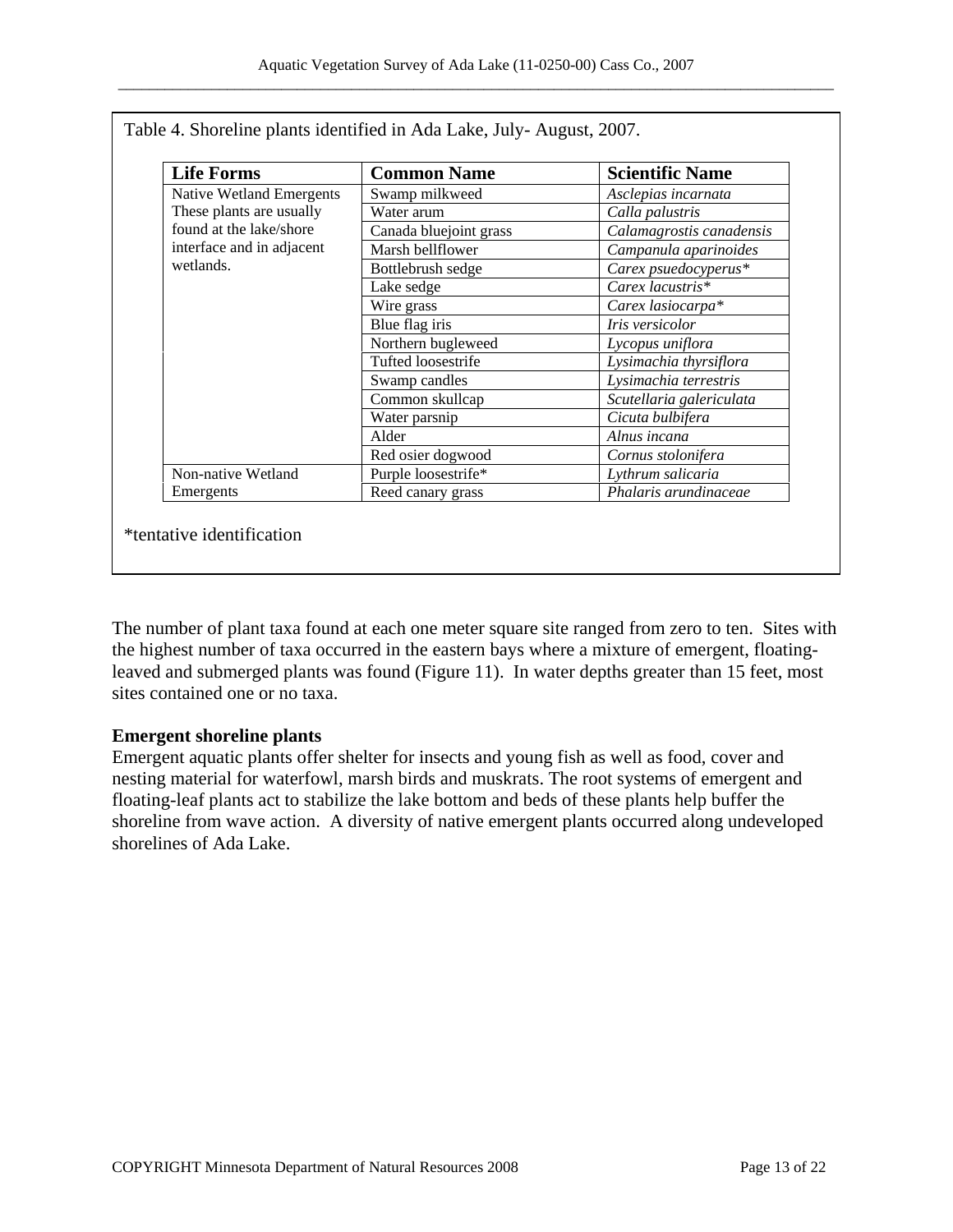Table 4. Shoreline plants identified in Ada Lake, July- August, 2007.

| Life Forms | Common Name | Scientific Name |
|---|---|---|
| Native Wetland Emergents These plants are usually found at the lake/shore interface and in adjacent wetlands. | Swamp milkweed | *Asclepias incarnata* |
| | Water arum | *Calla palustris* |
| | Canada bluejoint grass | *Calamagrostis canadensis* |
| | Marsh bellflower | *Campanula aparinoides* |
| | Bottlebrush sedge | *Carex psuedocyperus** |
| | Lake sedge | *Carex lacustris** |
| | Wire grass | *Carex lasiocarpa** |
| | Blue flag iris | *Iris versicolor* |
| | Northern bugleweed | *Lycopus uniflora* |
| | Tufted loosestrife | *Lysimachia thyrsiflora* |
| | Swamp candles | *Lysimachia terrestris* |
| | Common skullcap | *Scutellaria galericulata* |
| | Water parsnip | *Cicuta bulbifera* |
| | Alder | *Alnus incana* |
| | Red osier dogwood | *Cornus stolonifera* |
| Non-native Wetland Emergents | Purple loosestrife* | *Lythrum salicaria* |
| | Reed canary grass | *Phalaris arundinaceae* |

*tentative identification

The number of plant taxa found at each one meter square site ranged from zero to ten. Sites with the highest number of taxa occurred in the eastern bays where a mixture of emergent, floating-leaved and submerged plants was found (Figure 11). In water depths greater than 15 feet, most sites contained one or no taxa.

**Emergent shoreline plants**

Emergent aquatic plants offer shelter for insects and young fish as well as food, cover and nesting material for waterfowl, marsh birds and muskrats. The root systems of emergent and floating-leaf plants act to stabilize the lake bottom and beds of these plants help buffer the shoreline from wave action. A diversity of native emergent plants occurred along undeveloped shorelines of Ada Lake.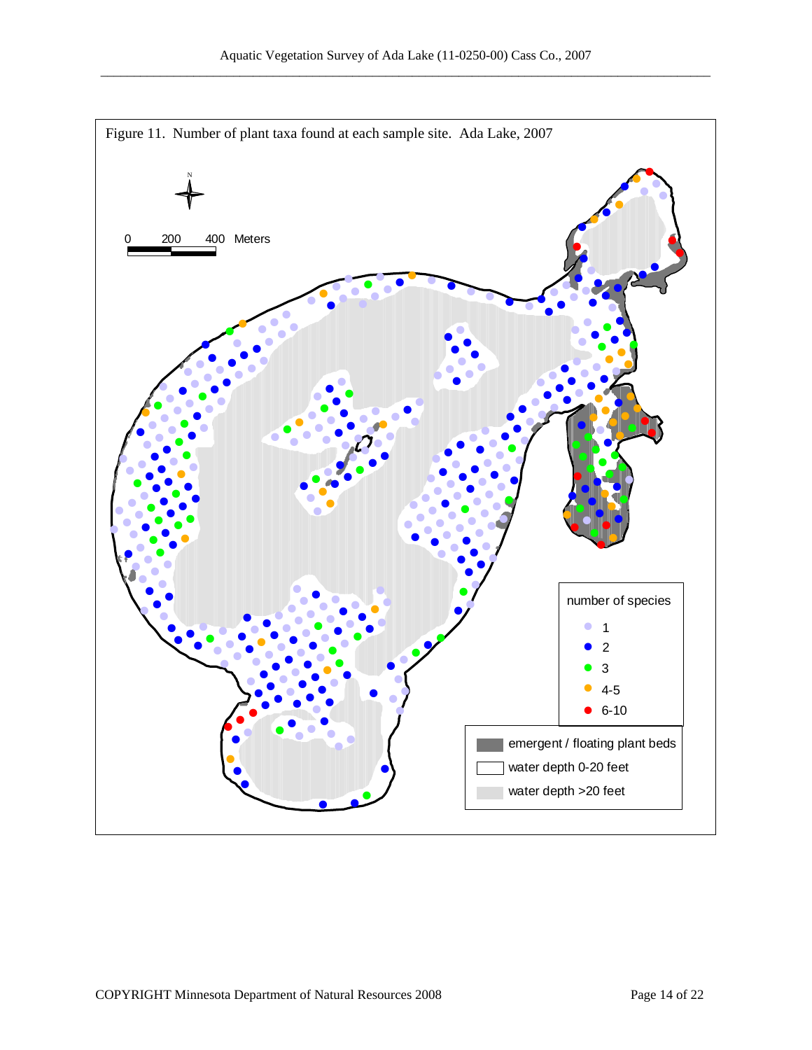Figure 11. Number of plant taxa found at each sample site. Ada Lake, 2007

0 200 400 Meters

number of species

- 1
- 2
- 3
- 4-5
- 6-10

- emergent / floating plant beds
- water depth 0-20 feet
- water depth >20 feet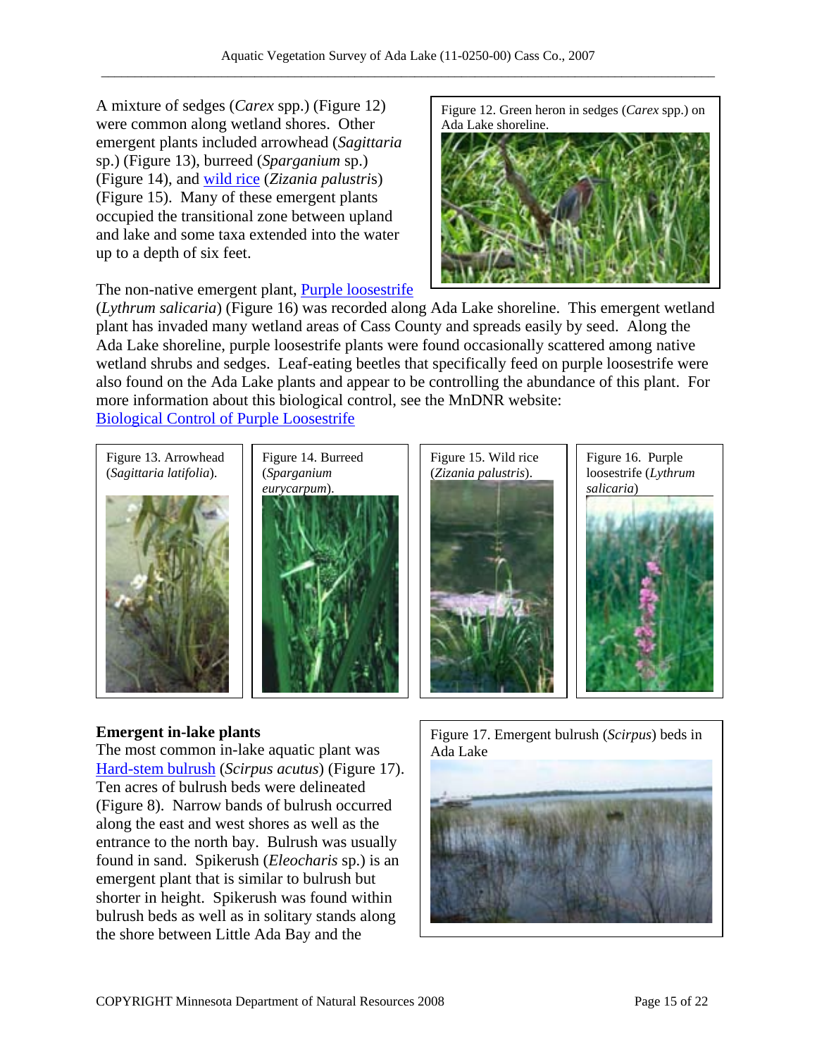A mixture of sedges (*Carex* spp.) (Figure 12) were common along wetland shores. Other emergent plants included arrowhead (*Sagittaria* sp.) (Figure 13), burreed (*Sparganium* sp.) (Figure 14), and wild rice (*Zizania palustris*) (Figure 15). Many of these emergent plants occupied the transitional zone between upland and lake and some taxa extended into the water up to a depth of six feet.

Figure 12. Green heron in sedges (*Carex* spp.) on Ada Lake shoreline.

The non-native emergent plant, Purple loosestrife (*Lythrum salicaria*) (Figure 16) was recorded along Ada Lake shoreline. This emergent wetland plant has invaded many wetland areas of Cass County and spreads easily by seed. Along the Ada Lake shoreline, purple loosestrife plants were found occasionally scattered among native wetland shrubs and sedges. Leaf-eating beetles that specifically feed on purple loosestrife were also found on the Ada Lake plants and appear to be controlling the abundance of this plant. For more information about this biological control, see the MnDNR website: Biological Control of Purple Loosestrife

Figure 13. Arrowhead (*Sagittaria latifolia*).

Figure 14. Burreed (*Sparganium eurycarpum*).

Figure 15. Wild rice (*Zizania palustris*).

Figure 16. Purple loosestrife (*Lythrum salicaria*)

**Emergent in-lake plants**

The most common in-lake aquatic plant was Hard-stem bulrush (*Scirpus acutus*) (Figure 17). Ten acres of bulrush beds were delineated (Figure 8). Narrow bands of bulrush occurred along the east and west shores as well as the entrance to the north bay. Bulrush was usually found in sand. Spikerush (*Eleocharis* sp.) is an emergent plant that is similar to bulrush but shorter in height. Spikerush was found within bulrush beds as well as in solitary stands along the shore between Little Ada Bay and the

Figure 17. Emergent bulrush (*Scirpus*) beds in Ada Lake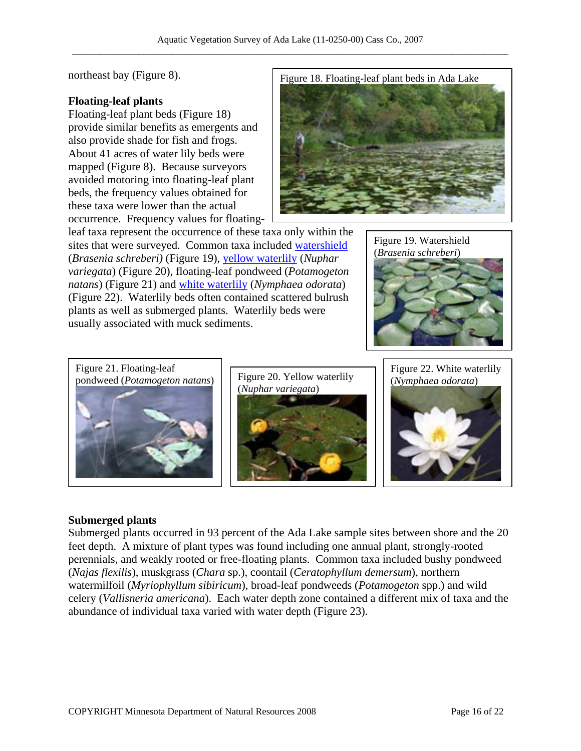northeast bay (Figure 8).

### Floating-leaf plants

Floating-leaf plant beds (Figure 18) provide similar benefits as emergents and also provide shade for fish and frogs. About 41 acres of water lily beds were mapped (Figure 8). Because surveyors avoided motoring into floating-leaf plant beds, the frequency values obtained for these taxa were lower than the actual occurrence. Frequency values for floating-leaf taxa represent the occurrence of these taxa only within the sites that were surveyed. Common taxa included watershield (*Brasenia schreberi)* (Figure 19), yellow waterlily (*Nuphar variegata*) (Figure 20), floating-leaf pondweed (*Potamogeton natans*) (Figure 21) and white waterlily (*Nymphaea odorata*) (Figure 22). Waterlily beds often contained scattered bulrush plants as well as submerged plants. Waterlily beds were usually associated with muck sediments.

Figure 18. Floating-leaf plant beds in Ada Lake

Figure 19. Watershield (*Brasenia schreberi*)

Figure 21. Floating-leaf pondweed (*Potamogeton natans*)

Figure 20. Yellow waterlily (*Nuphar variegata*)

Figure 22. White waterlily (*Nymphaea odorata*)

### Submerged plants

Submerged plants occurred in 93 percent of the Ada Lake sample sites between shore and the 20 feet depth. A mixture of plant types was found including one annual plant, strongly-rooted perennials, and weakly rooted or free-floating plants. Common taxa included bushy pondweed (*Najas flexilis*), muskgrass (*Chara* sp.), coontail (*Ceratophyllum demersum*), northern watermilfoil (*Myriophyllum sibiricum*), broad-leaf pondweeds (*Potamogeton* spp.) and wild celery (*Vallisneria americana*). Each water depth zone contained a different mix of taxa and the abundance of individual taxa varied with water depth (Figure 23).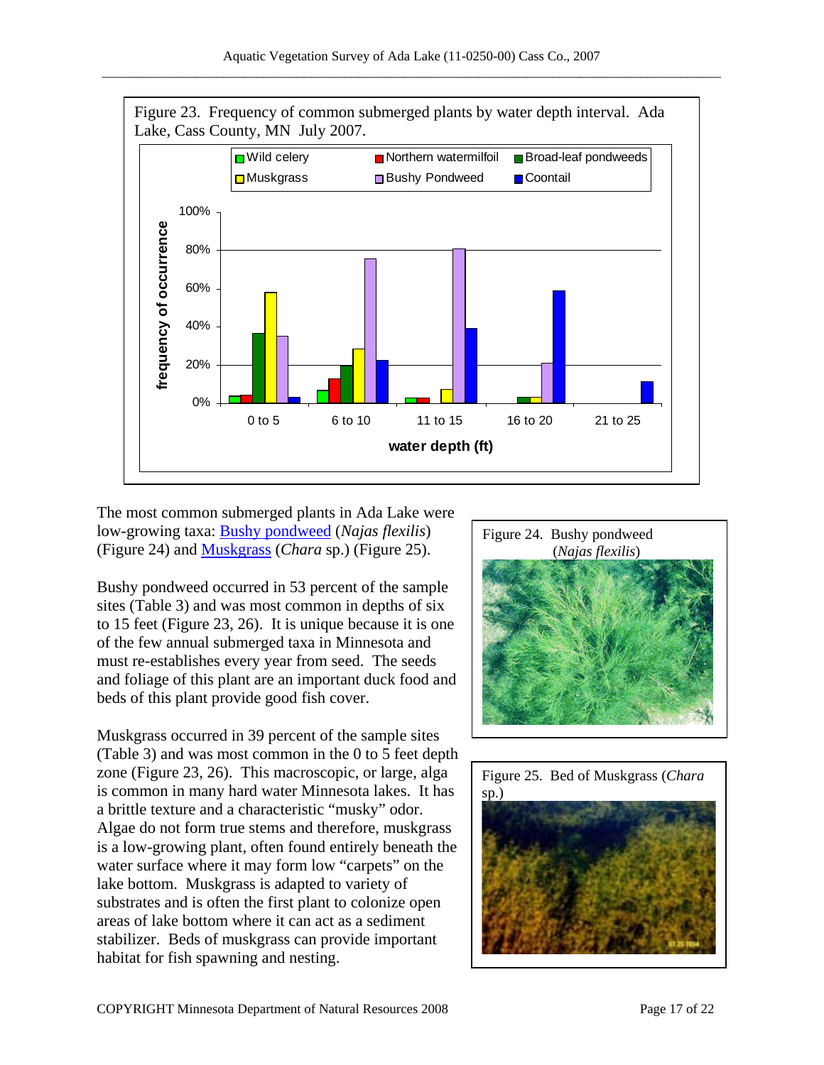Figure 23. Frequency of common submerged plants by water depth interval. Ada Lake, Cass County, MN July 2007.

The most common submerged plants in Ada Lake were low-growing taxa: Bushy pondweed (*Najas flexilis*) (Figure 24) and Muskgrass (*Chara* sp.) (Figure 25).

Bushy pondweed occurred in 53 percent of the sample sites (Table 3) and was most common in depths of six to 15 feet (Figure 23, 26). It is unique because it is one of the few annual submerged taxa in Minnesota and must re-establishes every year from seed. The seeds and foliage of this plant are an important duck food and beds of this plant provide good fish cover.

Muskgrass occurred in 39 percent of the sample sites (Table 3) and was most common in the 0 to 5 feet depth zone (Figure 23, 26). This macroscopic, or large, alga is common in many hard water Minnesota lakes. It has a brittle texture and a characteristic "musky" odor. Algae do not form true stems and therefore, muskgrass is a low-growing plant, often found entirely beneath the water surface where it may form low "carpets" on the lake bottom. Muskgrass is adapted to variety of substrates and is often the first plant to colonize open areas of lake bottom where it can act as a sediment stabilizer. Beds of muskgrass can provide important habitat for fish spawning and nesting.

Figure 24. Bushy pondweed (*Najas flexilis*)

Figure 25. Bed of Muskgrass (*Chara* sp.)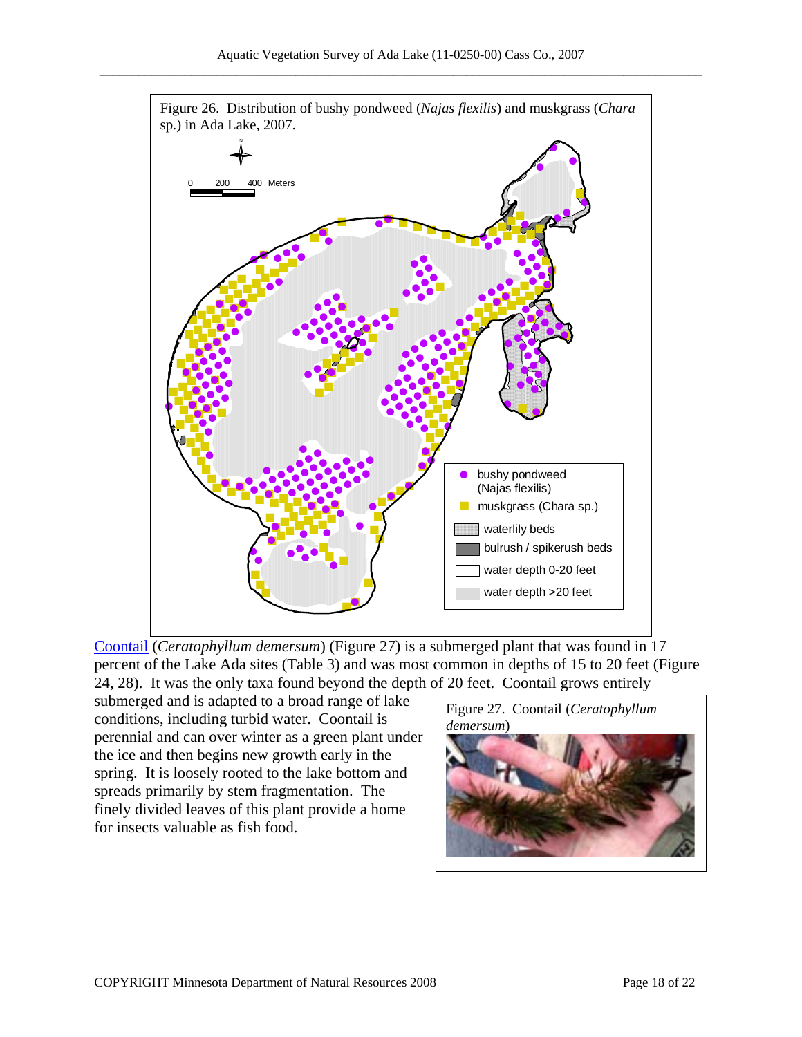Figure 26. Distribution of bushy pondweed (*Najas flexilis*) and muskgrass (*Chara* sp.) in Ada Lake, 2007.

Coontail (*Ceratophyllum demersum*) (Figure 27) is a submerged plant that was found in 17 percent of the Lake Ada sites (Table 3) and was most common in depths of 15 to 20 feet (Figure 24, 28). It was the only taxa found beyond the depth of 20 feet. Coontail grows entirely submerged and is adapted to a broad range of lake conditions, including turbid water. Coontail is perennial and can over winter as a green plant under the ice and then begins new growth early in the spring. It is loosely rooted to the lake bottom and spreads primarily by stem fragmentation. The finely divided leaves of this plant provide a home for insects valuable as fish food.

Figure 27. Coontail (*Ceratophyllum demersum*)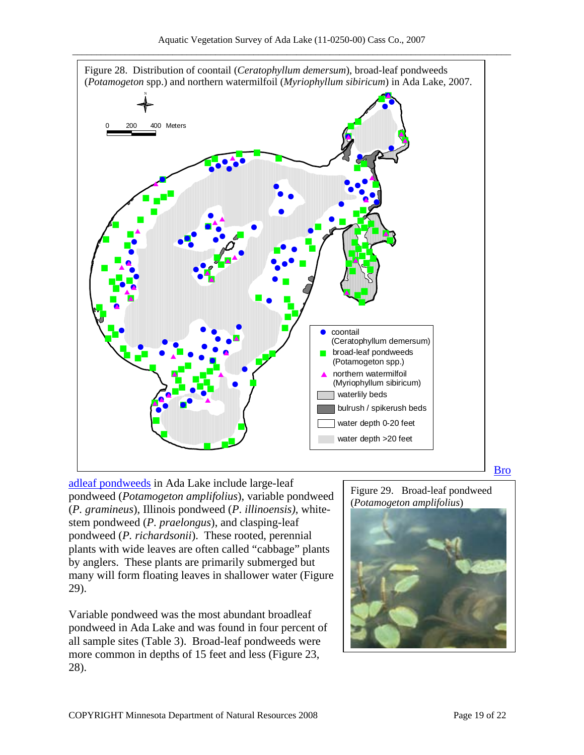Figure 28. Distribution of coontail (*Ceratophyllum demersum*), broad-leaf pondweeds (*Potamogeton* spp.) and northern watermilfoil (*Myriophyllum sibiricum*) in Ada Lake, 2007.

Broadleaf pondweeds in Ada Lake include large-leaf pondweed (*Potamogeton amplifolius*), variable pondweed (*P. gramineus*), Illinois pondweed (*P. illinoensis)*, white-stem pondweed (*P. praelongus*), and clasping-leaf pondweed (*P. richardsonii*). These rooted, perennial plants with wide leaves are often called "cabbage" plants by anglers. These plants are primarily submerged but many will form floating leaves in shallower water (Figure 29).

Figure 29. Broad-leaf pondweed (*Potamogeton amplifolius*)

Variable pondweed was the most abundant broadleaf pondweed in Ada Lake and was found in four percent of all sample sites (Table 3). Broad-leaf pondweeds were more common in depths of 15 feet and less (Figure 23, 28).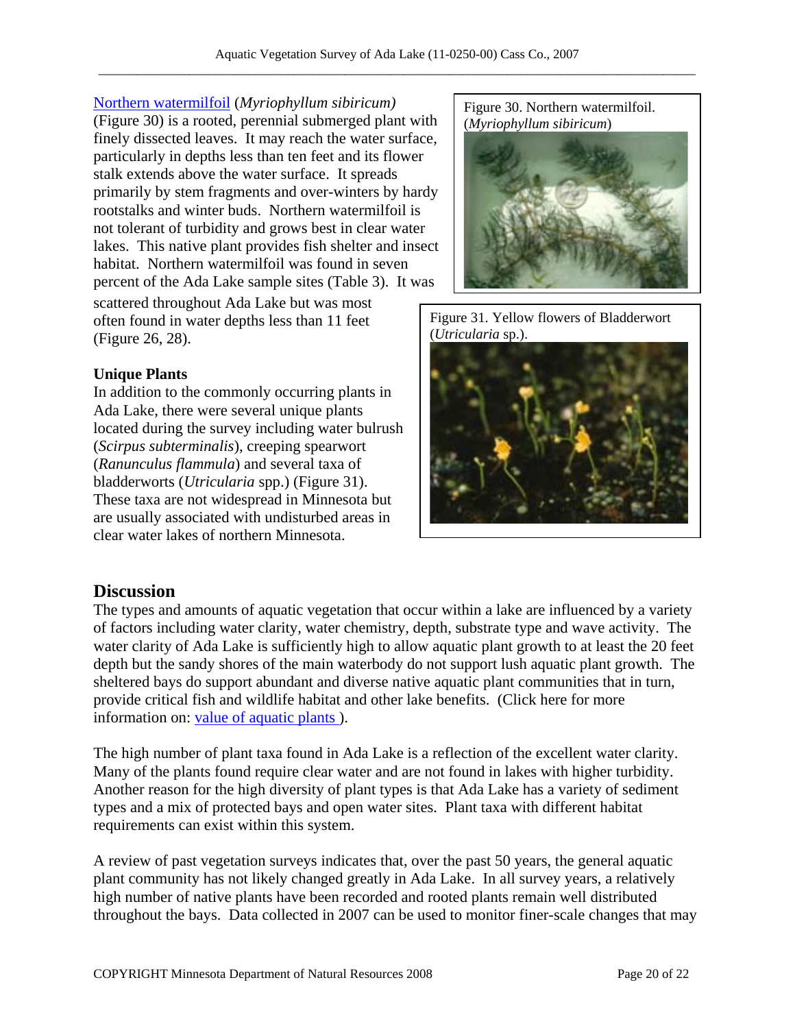Northern watermilfoil (*Myriophyllum sibiricum)* (Figure 30) is a rooted, perennial submerged plant with finely dissected leaves. It may reach the water surface, particularly in depths less than ten feet and its flower stalk extends above the water surface. It spreads primarily by stem fragments and over-winters by hardy rootstalks and winter buds. Northern watermilfoil is not tolerant of turbidity and grows best in clear water lakes. This native plant provides fish shelter and insect habitat. Northern watermilfoil was found in seven percent of the Ada Lake sample sites (Table 3). It was scattered throughout Ada Lake but was most often found in water depths less than 11 feet (Figure 26, 28).

Figure 30. Northern watermilfoil. (*Myriophyllum sibiricum*)

Figure 31. Yellow flowers of Bladderwort (*Utricularia* sp.).

### Unique Plants

In addition to the commonly occurring plants in Ada Lake, there were several unique plants located during the survey including water bulrush (*Scirpus subterminalis*), creeping spearwort (*Ranunculus flammula*) and several taxa of bladderworts (*Utricularia* spp.) (Figure 31). These taxa are not widespread in Minnesota but are usually associated with undisturbed areas in clear water lakes of northern Minnesota.

## Discussion

The types and amounts of aquatic vegetation that occur within a lake are influenced by a variety of factors including water clarity, water chemistry, depth, substrate type and wave activity. The water clarity of Ada Lake is sufficiently high to allow aquatic plant growth to at least the 20 feet depth but the sandy shores of the main waterbody do not support lush aquatic plant growth. The sheltered bays do support abundant and diverse native aquatic plant communities that in turn, provide critical fish and wildlife habitat and other lake benefits. (Click here for more information on: value of aquatic plants ).

The high number of plant taxa found in Ada Lake is a reflection of the excellent water clarity. Many of the plants found require clear water and are not found in lakes with higher turbidity. Another reason for the high diversity of plant types is that Ada Lake has a variety of sediment types and a mix of protected bays and open water sites. Plant taxa with different habitat requirements can exist within this system.

A review of past vegetation surveys indicates that, over the past 50 years, the general aquatic plant community has not likely changed greatly in Ada Lake. In all survey years, a relatively high number of native plants have been recorded and rooted plants remain well distributed throughout the bays. Data collected in 2007 can be used to monitor finer-scale changes that may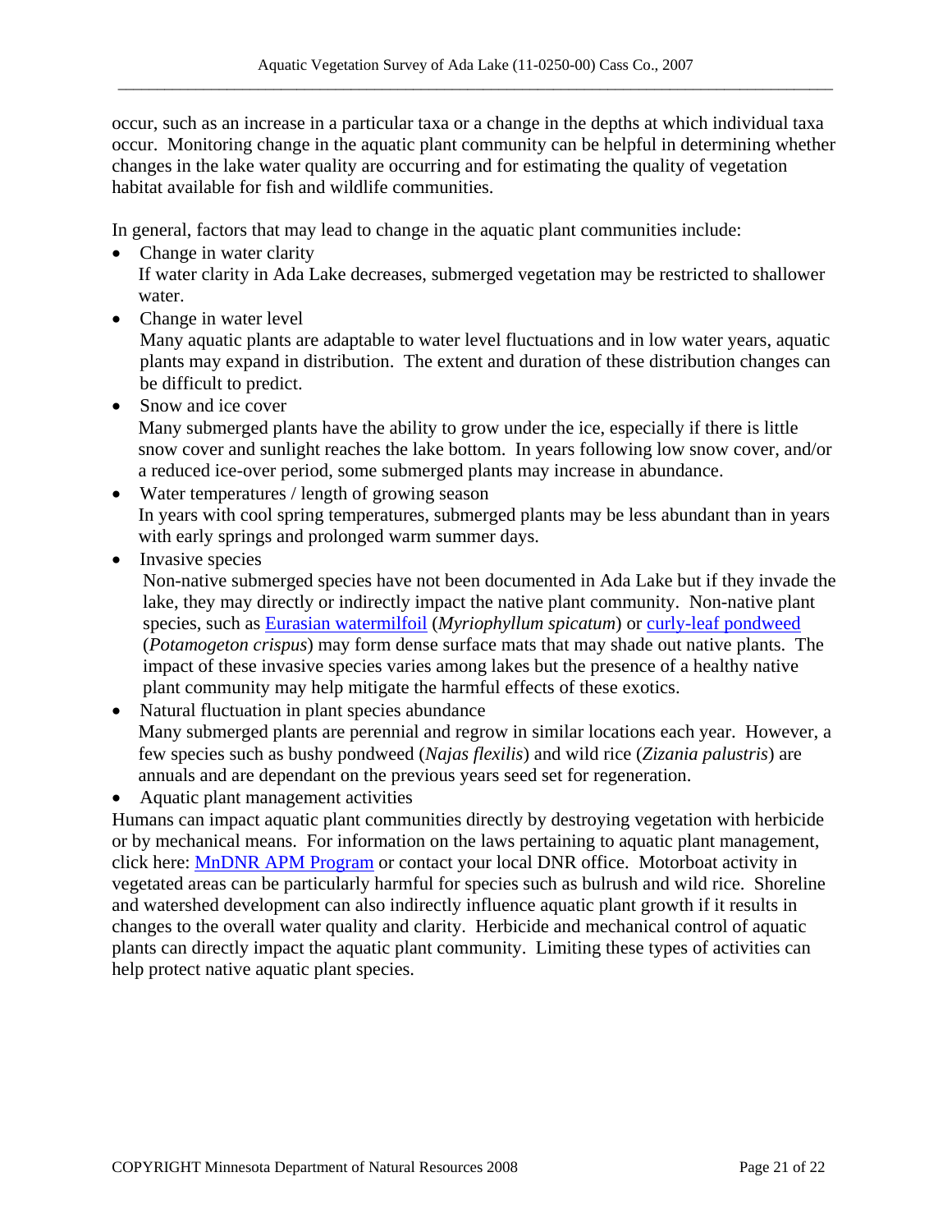occur, such as an increase in a particular taxa or a change in the depths at which individual taxa occur. Monitoring change in the aquatic plant community can be helpful in determining whether changes in the lake water quality are occurring and for estimating the quality of vegetation habitat available for fish and wildlife communities.

In general, factors that may lead to change in the aquatic plant communities include:

- Change in water clarity
  If water clarity in Ada Lake decreases, submerged vegetation may be restricted to shallower water.
- Change in water level
  Many aquatic plants are adaptable to water level fluctuations and in low water years, aquatic plants may expand in distribution. The extent and duration of these distribution changes can be difficult to predict.
- Snow and ice cover
  Many submerged plants have the ability to grow under the ice, especially if there is little snow cover and sunlight reaches the lake bottom. In years following low snow cover, and/or a reduced ice-over period, some submerged plants may increase in abundance.
- Water temperatures / length of growing season
  In years with cool spring temperatures, submerged plants may be less abundant than in years with early springs and prolonged warm summer days.
- Invasive species
  Non-native submerged species have not been documented in Ada Lake but if they invade the lake, they may directly or indirectly impact the native plant community. Non-native plant species, such as Eurasian watermilfoil (*Myriophyllum spicatum*) or curly-leaf pondweed (*Potamogeton crispus*) may form dense surface mats that may shade out native plants. The impact of these invasive species varies among lakes but the presence of a healthy native plant community may help mitigate the harmful effects of these exotics.
- Natural fluctuation in plant species abundance
  Many submerged plants are perennial and regrow in similar locations each year. However, a few species such as bushy pondweed (*Najas flexilis*) and wild rice (*Zizania palustris*) are annuals and are dependant on the previous years seed set for regeneration.
- Aquatic plant management activities

Humans can impact aquatic plant communities directly by destroying vegetation with herbicide or by mechanical means. For information on the laws pertaining to aquatic plant management, click here: MnDNR APM Program or contact your local DNR office. Motorboat activity in vegetated areas can be particularly harmful for species such as bulrush and wild rice. Shoreline and watershed development can also indirectly influence aquatic plant growth if it results in changes to the overall water quality and clarity. Herbicide and mechanical control of aquatic plants can directly impact the aquatic plant community. Limiting these types of activities can help protect native aquatic plant species.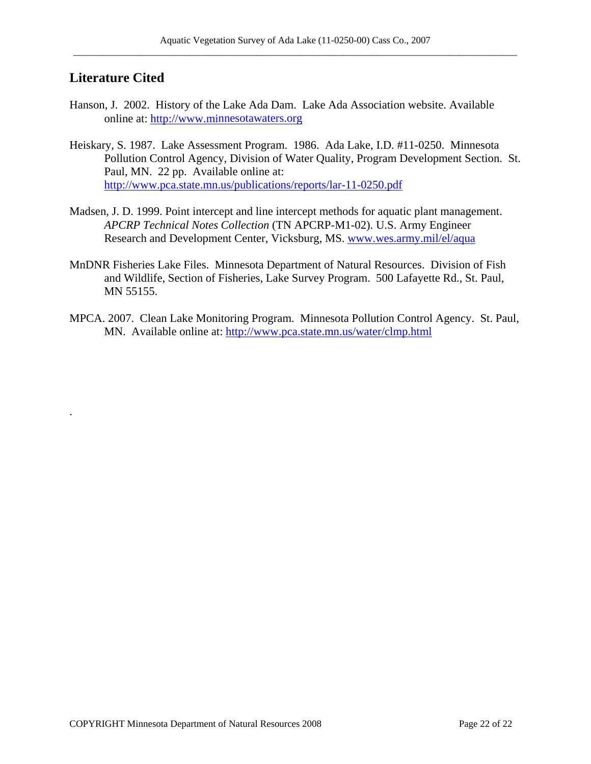## Literature Cited

Hanson, J. 2002. History of the Lake Ada Dam. Lake Ada Association website. Available online at: http://www.minnesotawaters.org

Heiskary, S. 1987. Lake Assessment Program. 1986. Ada Lake, I.D. #11-0250. Minnesota Pollution Control Agency, Division of Water Quality, Program Development Section. St. Paul, MN. 22 pp. Available online at: http://www.pca.state.mn.us/publications/reports/lar-11-0250.pdf

Madsen, J. D. 1999. Point intercept and line intercept methods for aquatic plant management. *APCRP Technical Notes Collection* (TN APCRP-M1-02). U.S. Army Engineer Research and Development Center, Vicksburg, MS. www.wes.army.mil/el/aqua

MnDNR Fisheries Lake Files. Minnesota Department of Natural Resources. Division of Fish and Wildlife, Section of Fisheries, Lake Survey Program. 500 Lafayette Rd., St. Paul, MN 55155.

MPCA. 2007. Clean Lake Monitoring Program. Minnesota Pollution Control Agency. St. Paul, MN. Available online at: http://www.pca.state.mn.us/water/clmp.html

.